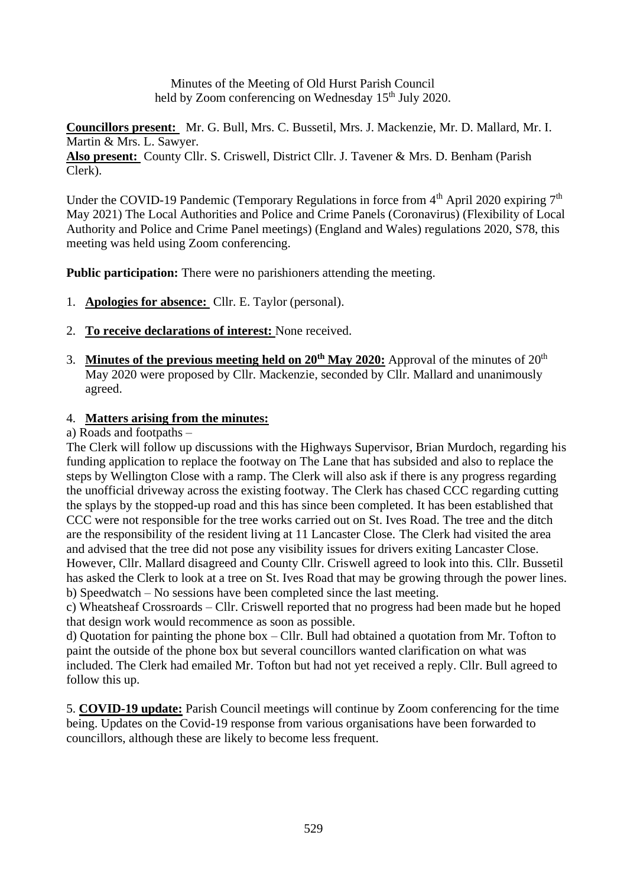Minutes of the Meeting of Old Hurst Parish Council held by Zoom conferencing on Wednesday 15th July 2020.

**Councillors present:** Mr. G. Bull, Mrs. C. Bussetil, Mrs. J. Mackenzie, Mr. D. Mallard, Mr. I. Martin & Mrs. L. Sawyer.
**Also present:** County Cllr. S. Criswell, District Cllr. J. Tavener & Mrs. D. Benham (Parish Clerk).

Under the COVID-19 Pandemic (Temporary Regulations in force from 4th April 2020 expiring 7th May 2021) The Local Authorities and Police and Crime Panels (Coronavirus) (Flexibility of Local Authority and Police and Crime Panel meetings) (England and Wales) regulations 2020, S78, this meeting was held using Zoom conferencing.

**Public participation:** There were no parishioners attending the meeting.

1. **Apologies for absence:** Cllr. E. Taylor (personal).

2. **To receive declarations of interest:** None received.

3. **Minutes of the previous meeting held on 20th May 2020:** Approval of the minutes of 20th May 2020 were proposed by Cllr. Mackenzie, seconded by Cllr. Mallard and unanimously agreed.

4. **Matters arising from the minutes:**

a) Roads and footpaths –
The Clerk will follow up discussions with the Highways Supervisor, Brian Murdoch, regarding his funding application to replace the footway on The Lane that has subsided and also to replace the steps by Wellington Close with a ramp. The Clerk will also ask if there is any progress regarding the unofficial driveway across the existing footway. The Clerk has chased CCC regarding cutting the splays by the stopped-up road and this has since been completed. It has been established that CCC were not responsible for the tree works carried out on St. Ives Road. The tree and the ditch are the responsibility of the resident living at 11 Lancaster Close. The Clerk had visited the area and advised that the tree did not pose any visibility issues for drivers exiting Lancaster Close. However, Cllr. Mallard disagreed and County Cllr. Criswell agreed to look into this. Cllr. Bussetil has asked the Clerk to look at a tree on St. Ives Road that may be growing through the power lines.
b) Speedwatch – No sessions have been completed since the last meeting.
c) Wheatsheaf Crossroards – Cllr. Criswell reported that no progress had been made but he hoped that design work would recommence as soon as possible.
d) Quotation for painting the phone box – Cllr. Bull had obtained a quotation from Mr. Tofton to paint the outside of the phone box but several councillors wanted clarification on what was included. The Clerk had emailed Mr. Tofton but had not yet received a reply. Cllr. Bull agreed to follow this up.

5. **COVID-19 update:** Parish Council meetings will continue by Zoom conferencing for the time being. Updates on the Covid-19 response from various organisations have been forwarded to councillors, although these are likely to become less frequent.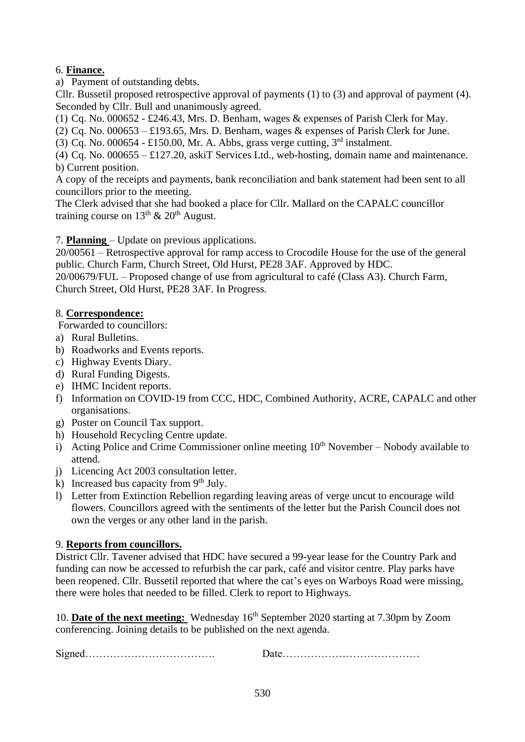6. **Finance.**

a) Payment of outstanding debts.

Cllr. Bussetil proposed retrospective approval of payments (1) to (3) and approval of payment (4). Seconded by Cllr. Bull and unanimously agreed.

(1) Cq. No. 000652 - £246.43, Mrs. D. Benham, wages & expenses of Parish Clerk for May.

(2) Cq. No. 000653 – £193.65, Mrs. D. Benham, wages & expenses of Parish Clerk for June.

(3) Cq. No. 000654 - £150.00, Mr. A. Abbs, grass verge cutting, 3rd instalment.

(4) Cq. No. 000655 – £127.20, askiT Services Ltd., web-hosting, domain name and maintenance.

b) Current position.

A copy of the receipts and payments, bank reconciliation and bank statement had been sent to all councillors prior to the meeting.

The Clerk advised that she had booked a place for Cllr. Mallard on the CAPALC councillor training course on 13th & 20th August.

7. **Planning** – Update on previous applications.

20/00561 – Retrospective approval for ramp access to Crocodile House for the use of the general public. Church Farm, Church Street, Old Hurst, PE28 3AF. Approved by HDC.

20/00679/FUL – Proposed change of use from agricultural to café (Class A3). Church Farm, Church Street, Old Hurst, PE28 3AF. In Progress.

8. **Correspondence:**

Forwarded to councillors:

a) Rural Bulletins.
b) Roadworks and Events reports.
c) Highway Events Diary.
d) Rural Funding Digests.
e) IHMC Incident reports.
f) Information on COVID-19 from CCC, HDC, Combined Authority, ACRE, CAPALC and other organisations.
g) Poster on Council Tax support.
h) Household Recycling Centre update.
i) Acting Police and Crime Commissioner online meeting 10th November – Nobody available to attend.
j) Licencing Act 2003 consultation letter.
k) Increased bus capacity from 9th July.
l) Letter from Extinction Rebellion regarding leaving areas of verge uncut to encourage wild flowers. Councillors agreed with the sentiments of the letter but the Parish Council does not own the verges or any other land in the parish.

9. **Reports from councillors.**

District Cllr. Tavener advised that HDC have secured a 99-year lease for the Country Park and funding can now be accessed to refurbish the car park, café and visitor centre. Play parks have been reopened. Cllr. Bussetil reported that where the cat's eyes on Warboys Road were missing, there were holes that needed to be filled. Clerk to report to Highways.

10. **Date of the next meeting:** Wednesday 16th September 2020 starting at 7.30pm by Zoom conferencing. Joining details to be published on the next agenda.

Signed………………………………. Date…………………………………